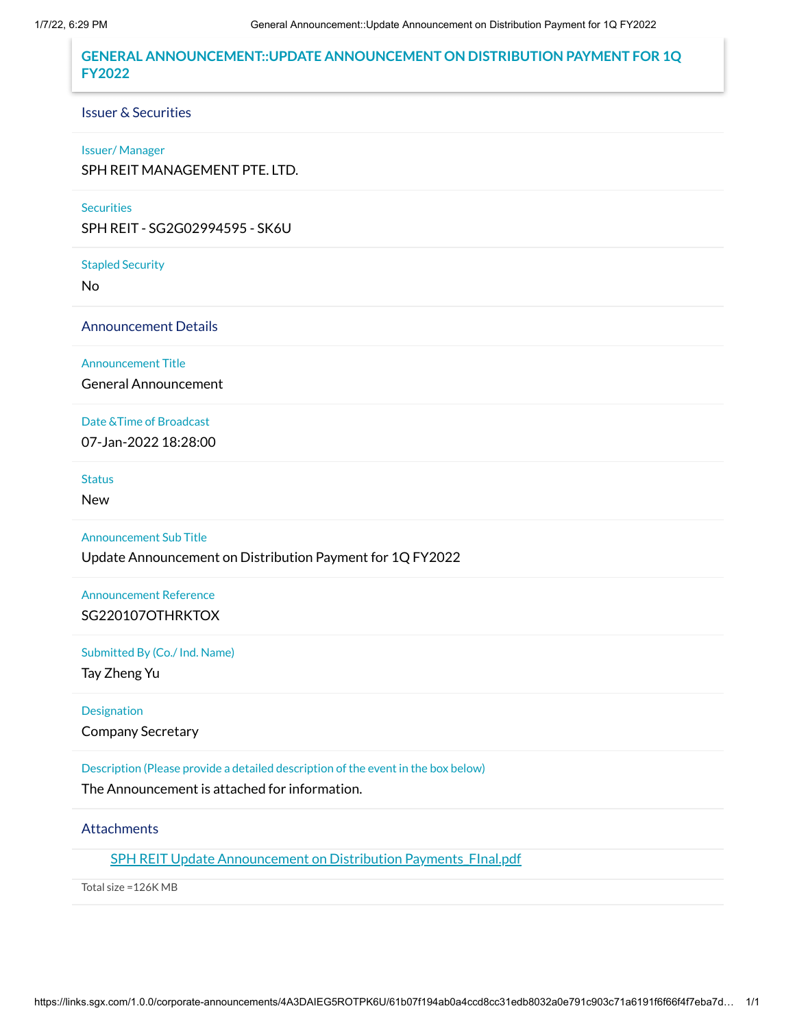# GENERAL ANNOUNCEMENT::UPDATE ANNOUNCEMENT ON DISTRIBUTION PAYMENT FOR 1Q FY2022

## Issuer & Securities

**Issuer/ Manager**

SPH REIT MANAGEMENT PTE. LTD.

**Securities**

SPH REIT - SG2G02994595 - SK6U

**Stapled Security**

No

## Announcement Details

**Announcement Title**

General Announcement

**Date &Time of Broadcast**

07-Jan-2022 18:28:00

**Status**

New

**Announcement Sub Title**

Update Announcement on Distribution Payment for 1Q FY2022

**Announcement Reference**

SG220107OTHRKTOX

**Submitted By (Co./ Ind. Name)**

Tay Zheng Yu

**Designation**

Company Secretary

**Description (Please provide a detailed description of the event in the box below)**

The Announcement is attached for information.

## Attachments

SPH REIT Update Announcement on Distribution Payments_FInal.pdf

Total size =126K MB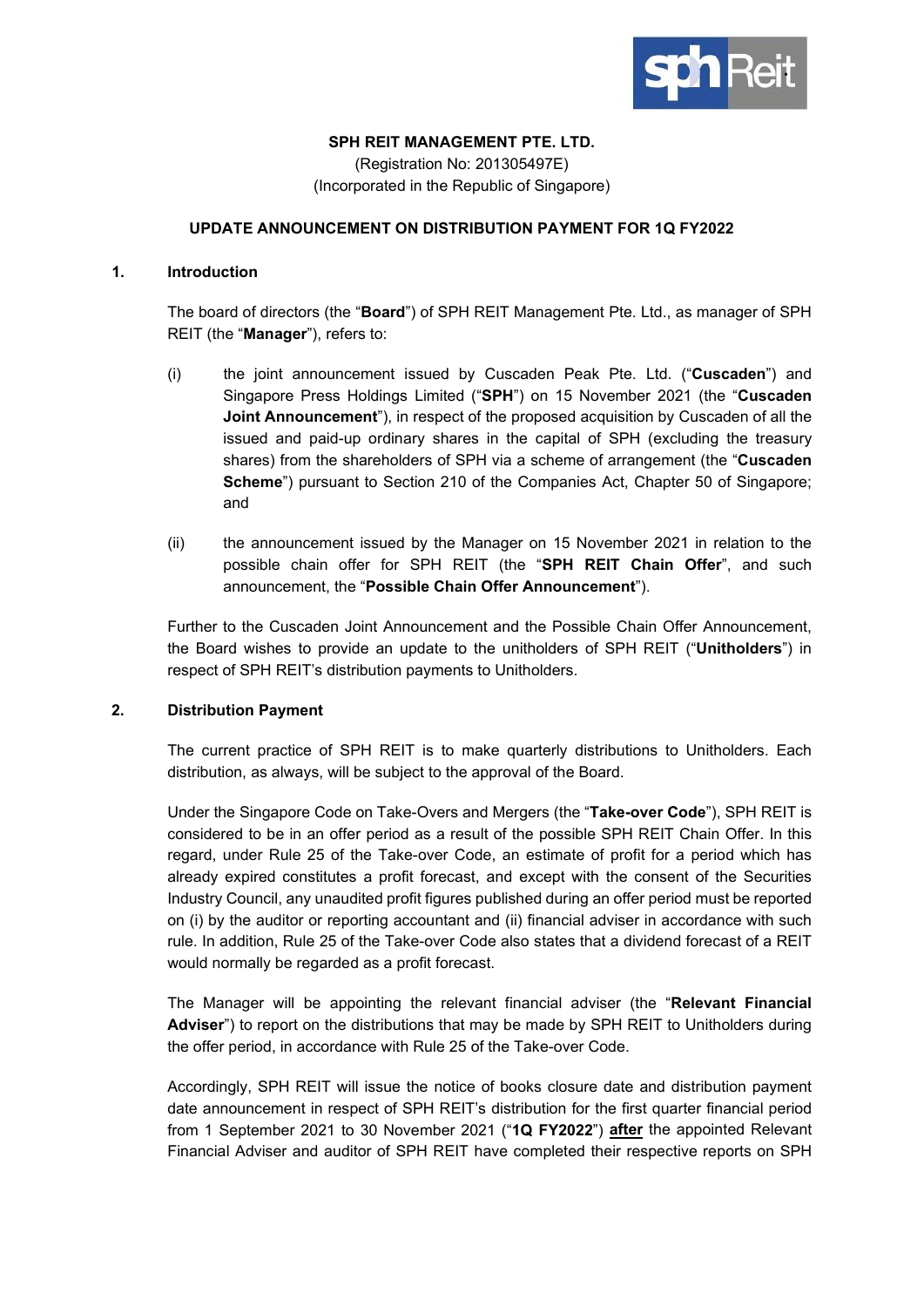**SPH REIT MANAGEMENT PTE. LTD.**
(Registration No: 201305497E)
(Incorporated in the Republic of Singapore)

**UPDATE ANNOUNCEMENT ON DISTRIBUTION PAYMENT FOR 1Q FY2022**

## 1. Introduction

The board of directors (the "**Board**") of SPH REIT Management Pte. Ltd., as manager of SPH REIT (the "**Manager**"), refers to:

(i) the joint announcement issued by Cuscaden Peak Pte. Ltd. ("**Cuscaden**") and Singapore Press Holdings Limited ("**SPH**") on 15 November 2021 (the "**Cuscaden Joint Announcement**"), in respect of the proposed acquisition by Cuscaden of all the issued and paid-up ordinary shares in the capital of SPH (excluding the treasury shares) from the shareholders of SPH via a scheme of arrangement (the "**Cuscaden Scheme**") pursuant to Section 210 of the Companies Act, Chapter 50 of Singapore; and

(ii) the announcement issued by the Manager on 15 November 2021 in relation to the possible chain offer for SPH REIT (the "**SPH REIT Chain Offer**", and such announcement, the "**Possible Chain Offer Announcement**").

Further to the Cuscaden Joint Announcement and the Possible Chain Offer Announcement, the Board wishes to provide an update to the unitholders of SPH REIT ("**Unitholders**") in respect of SPH REIT's distribution payments to Unitholders.

## 2. Distribution Payment

The current practice of SPH REIT is to make quarterly distributions to Unitholders. Each distribution, as always, will be subject to the approval of the Board.

Under the Singapore Code on Take-Overs and Mergers (the "**Take-over Code**"), SPH REIT is considered to be in an offer period as a result of the possible SPH REIT Chain Offer. In this regard, under Rule 25 of the Take-over Code, an estimate of profit for a period which has already expired constitutes a profit forecast, and except with the consent of the Securities Industry Council, any unaudited profit figures published during an offer period must be reported on (i) by the auditor or reporting accountant and (ii) financial adviser in accordance with such rule. In addition, Rule 25 of the Take-over Code also states that a dividend forecast of a REIT would normally be regarded as a profit forecast.

The Manager will be appointing the relevant financial adviser (the "**Relevant Financial Adviser**") to report on the distributions that may be made by SPH REIT to Unitholders during the offer period, in accordance with Rule 25 of the Take-over Code.

Accordingly, SPH REIT will issue the notice of books closure date and distribution payment date announcement in respect of SPH REIT's distribution for the first quarter financial period from 1 September 2021 to 30 November 2021 ("**1Q FY2022**") **after** the appointed Relevant Financial Adviser and auditor of SPH REIT have completed their respective reports on SPH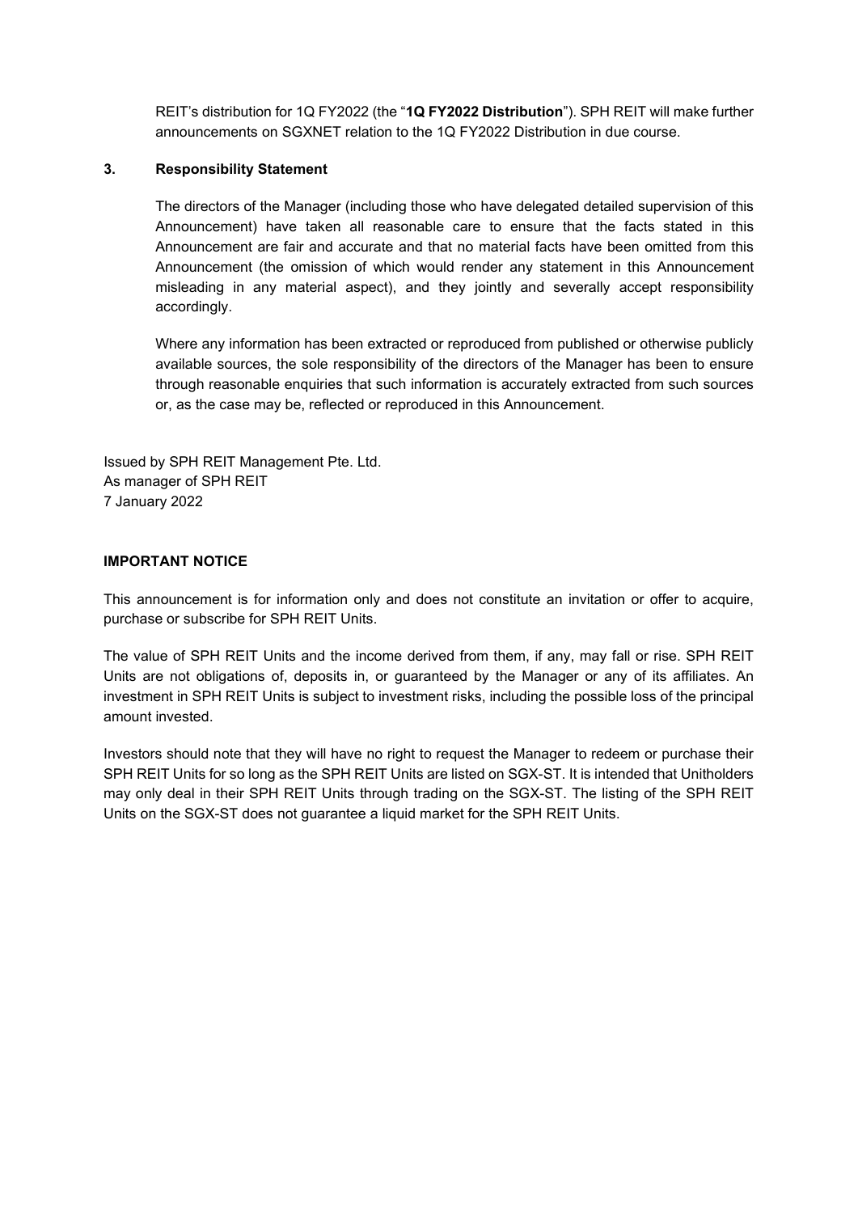REIT's distribution for 1Q FY2022 (the "**1Q FY2022 Distribution**"). SPH REIT will make further announcements on SGXNET relation to the 1Q FY2022 Distribution in due course.

### 3. Responsibility Statement

The directors of the Manager (including those who have delegated detailed supervision of this Announcement) have taken all reasonable care to ensure that the facts stated in this Announcement are fair and accurate and that no material facts have been omitted from this Announcement (the omission of which would render any statement in this Announcement misleading in any material aspect), and they jointly and severally accept responsibility accordingly.

Where any information has been extracted or reproduced from published or otherwise publicly available sources, the sole responsibility of the directors of the Manager has been to ensure through reasonable enquiries that such information is accurately extracted from such sources or, as the case may be, reflected or reproduced in this Announcement.

Issued by SPH REIT Management Pte. Ltd.
As manager of SPH REIT
7 January 2022

**IMPORTANT NOTICE**

This announcement is for information only and does not constitute an invitation or offer to acquire, purchase or subscribe for SPH REIT Units.

The value of SPH REIT Units and the income derived from them, if any, may fall or rise. SPH REIT Units are not obligations of, deposits in, or guaranteed by the Manager or any of its affiliates. An investment in SPH REIT Units is subject to investment risks, including the possible loss of the principal amount invested.

Investors should note that they will have no right to request the Manager to redeem or purchase their SPH REIT Units for so long as the SPH REIT Units are listed on SGX-ST. It is intended that Unitholders may only deal in their SPH REIT Units through trading on the SGX-ST. The listing of the SPH REIT Units on the SGX-ST does not guarantee a liquid market for the SPH REIT Units.